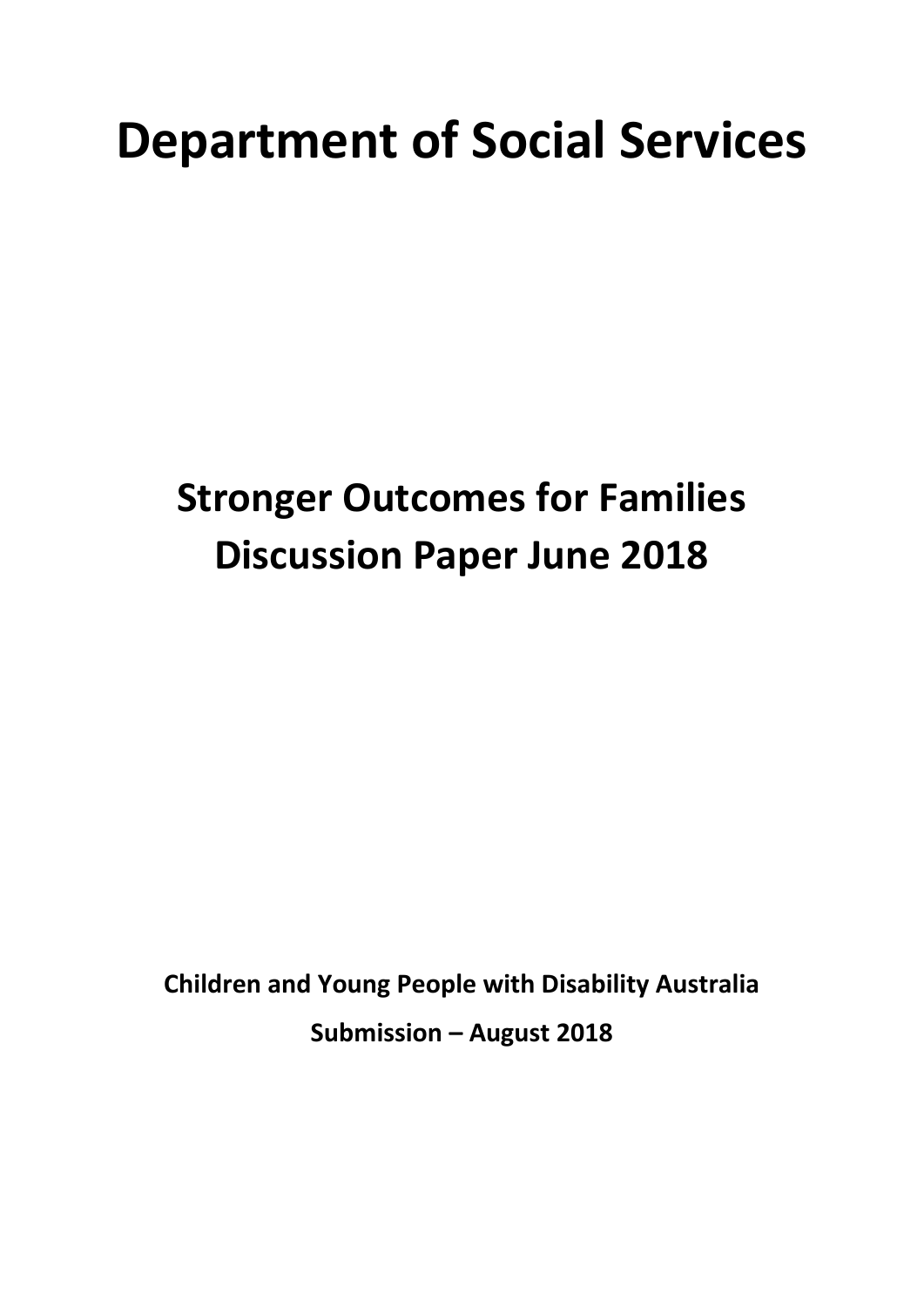# Department of Social Services

## Stronger Outcomes for Families Discussion Paper June 2018

**Children and Young People with Disability Australia**

**Submission – August 2018**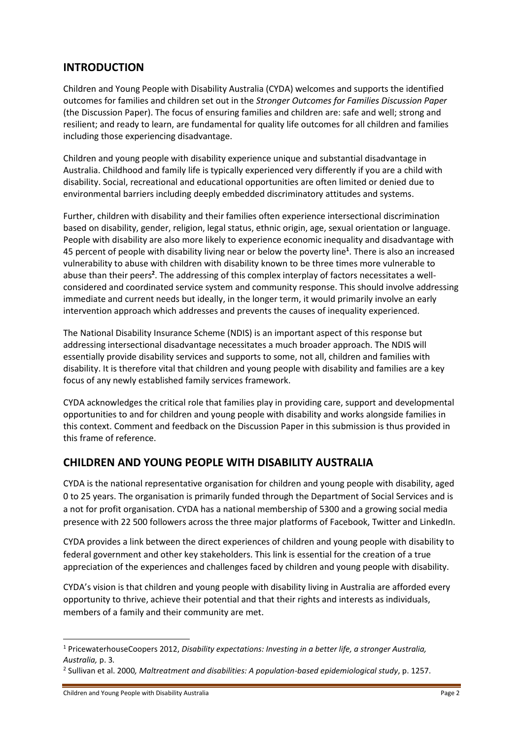## INTRODUCTION

Children and Young People with Disability Australia (CYDA) welcomes and supports the identified outcomes for families and children set out in the *Stronger Outcomes for Families Discussion Paper* (the Discussion Paper). The focus of ensuring families and children are: safe and well; strong and resilient; and ready to learn, are fundamental for quality life outcomes for all children and families including those experiencing disadvantage.

Children and young people with disability experience unique and substantial disadvantage in Australia. Childhood and family life is typically experienced very differently if you are a child with disability. Social, recreational and educational opportunities are often limited or denied due to environmental barriers including deeply embedded discriminatory attitudes and systems.

Further, children with disability and their families often experience intersectional discrimination based on disability, gender, religion, legal status, ethnic origin, age, sexual orientation or language. People with disability are also more likely to experience economic inequality and disadvantage with 45 percent of people with disability living near or below the poverty line[1]. There is also an increased vulnerability to abuse with children with disability known to be three times more vulnerable to abuse than their peers[2]. The addressing of this complex interplay of factors necessitates a well-considered and coordinated service system and community response. This should involve addressing immediate and current needs but ideally, in the longer term, it would primarily involve an early intervention approach which addresses and prevents the causes of inequality experienced.

The National Disability Insurance Scheme (NDIS) is an important aspect of this response but addressing intersectional disadvantage necessitates a much broader approach. The NDIS will essentially provide disability services and supports to some, not all, children and families with disability. It is therefore vital that children and young people with disability and families are a key focus of any newly established family services framework.

CYDA acknowledges the critical role that families play in providing care, support and developmental opportunities to and for children and young people with disability and works alongside families in this context. Comment and feedback on the Discussion Paper in this submission is thus provided in this frame of reference.

## CHILDREN AND YOUNG PEOPLE WITH DISABILITY AUSTRALIA

CYDA is the national representative organisation for children and young people with disability, aged 0 to 25 years. The organisation is primarily funded through the Department of Social Services and is a not for profit organisation. CYDA has a national membership of 5300 and a growing social media presence with 22 500 followers across the three major platforms of Facebook, Twitter and LinkedIn.

CYDA provides a link between the direct experiences of children and young people with disability to federal government and other key stakeholders. This link is essential for the creation of a true appreciation of the experiences and challenges faced by children and young people with disability.

CYDA's vision is that children and young people with disability living in Australia are afforded every opportunity to thrive, achieve their potential and that their rights and interests as individuals, members of a family and their community are met.

---

[1] PricewaterhouseCoopers 2012, *Disability expectations: Investing in a better life, a stronger Australia, Australia,* p. 3.

[2] Sullivan et al. 2000*, Maltreatment and disabilities: A population-based epidemiological study*, p. 1257.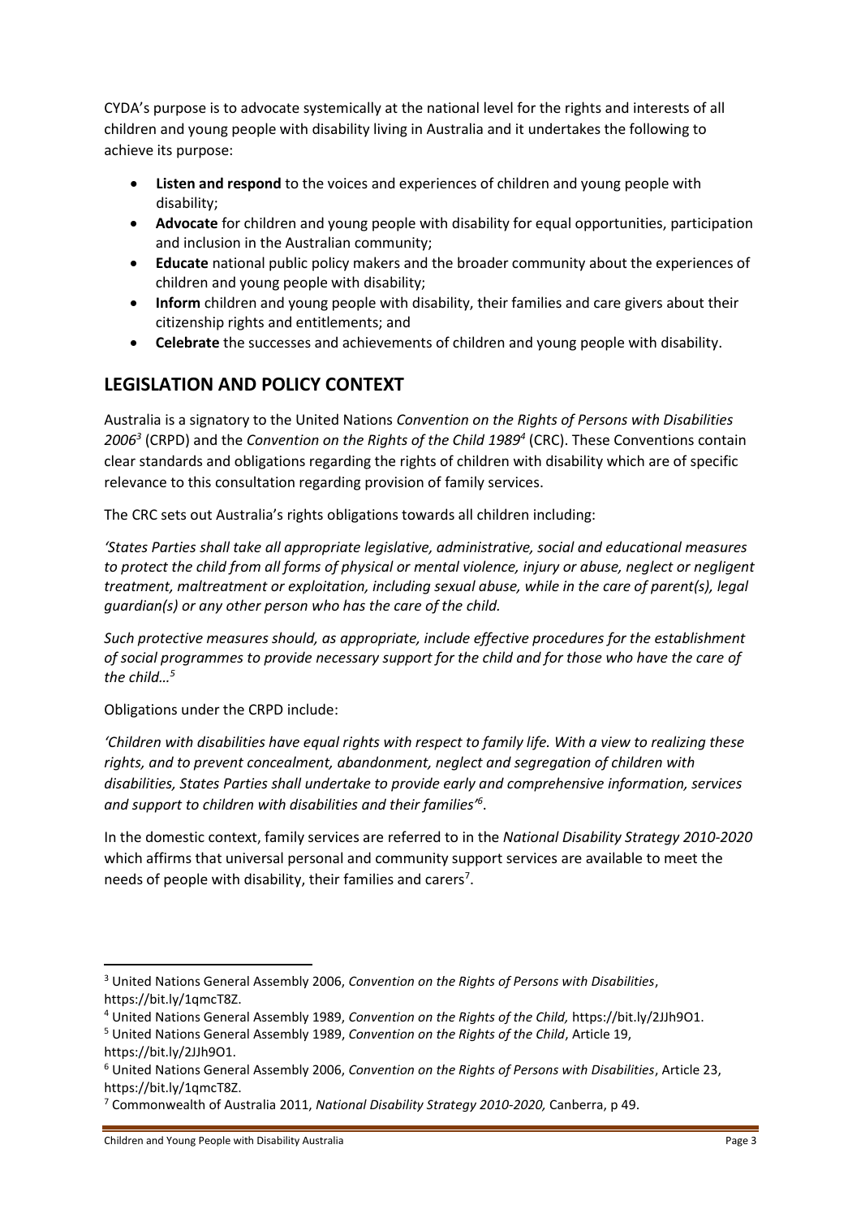CYDA's purpose is to advocate systemically at the national level for the rights and interests of all children and young people with disability living in Australia and it undertakes the following to achieve its purpose:

- **Listen and respond** to the voices and experiences of children and young people with disability;
- **Advocate** for children and young people with disability for equal opportunities, participation and inclusion in the Australian community;
- **Educate** national public policy makers and the broader community about the experiences of children and young people with disability;
- **Inform** children and young people with disability, their families and care givers about their citizenship rights and entitlements; and
- **Celebrate** the successes and achievements of children and young people with disability.

## LEGISLATION AND POLICY CONTEXT

Australia is a signatory to the United Nations *Convention on the Rights of Persons with Disabilities 2006*[3] (CRPD) and the *Convention on the Rights of the Child 1989*[4] (CRC). These Conventions contain clear standards and obligations regarding the rights of children with disability which are of specific relevance to this consultation regarding provision of family services.

The CRC sets out Australia's rights obligations towards all children including:

*'States Parties shall take all appropriate legislative, administrative, social and educational measures to protect the child from all forms of physical or mental violence, injury or abuse, neglect or negligent treatment, maltreatment or exploitation, including sexual abuse, while in the care of parent(s), legal guardian(s) or any other person who has the care of the child.*

*Such protective measures should, as appropriate, include effective procedures for the establishment of social programmes to provide necessary support for the child and for those who have the care of the child…*[5]

Obligations under the CRPD include:

*'Children with disabilities have equal rights with respect to family life. With a view to realizing these rights, and to prevent concealment, abandonment, neglect and segregation of children with disabilities, States Parties shall undertake to provide early and comprehensive information, services and support to children with disabilities and their families'*[6].

In the domestic context, family services are referred to in the *National Disability Strategy 2010-2020* which affirms that universal personal and community support services are available to meet the needs of people with disability, their families and carers[7].

---

[3] United Nations General Assembly 2006, *Convention on the Rights of Persons with Disabilities*, https://bit.ly/1qmcT8Z.

[4] United Nations General Assembly 1989, *Convention on the Rights of the Child,* https://bit.ly/2JJh9O1.

[5] United Nations General Assembly 1989, *Convention on the Rights of the Child*, Article 19, https://bit.ly/2JJh9O1.

[6] United Nations General Assembly 2006, *Convention on the Rights of Persons with Disabilities*, Article 23, https://bit.ly/1qmcT8Z.

[7] Commonwealth of Australia 2011, *National Disability Strategy 2010-2020,* Canberra, p 49.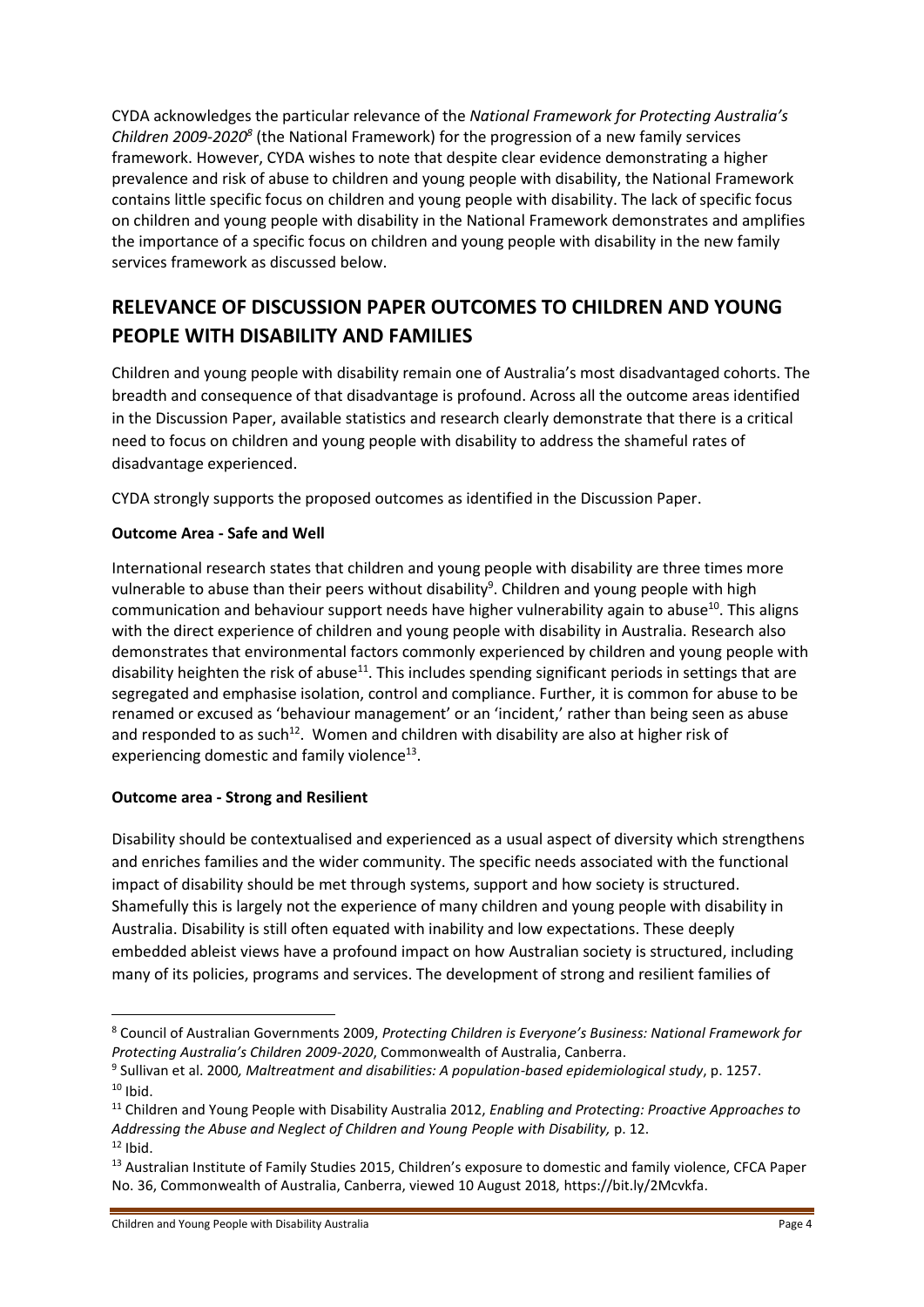CYDA acknowledges the particular relevance of the *National Framework for Protecting Australia's Children 2009-2020*[8] (the National Framework) for the progression of a new family services framework. However, CYDA wishes to note that despite clear evidence demonstrating a higher prevalence and risk of abuse to children and young people with disability, the National Framework contains little specific focus on children and young people with disability. The lack of specific focus on children and young people with disability in the National Framework demonstrates and amplifies the importance of a specific focus on children and young people with disability in the new family services framework as discussed below.

## RELEVANCE OF DISCUSSION PAPER OUTCOMES TO CHILDREN AND YOUNG PEOPLE WITH DISABILITY AND FAMILIES

Children and young people with disability remain one of Australia's most disadvantaged cohorts. The breadth and consequence of that disadvantage is profound. Across all the outcome areas identified in the Discussion Paper, available statistics and research clearly demonstrate that there is a critical need to focus on children and young people with disability to address the shameful rates of disadvantage experienced.

CYDA strongly supports the proposed outcomes as identified in the Discussion Paper.

**Outcome Area - Safe and Well**

International research states that children and young people with disability are three times more vulnerable to abuse than their peers without disability[9]. Children and young people with high communication and behaviour support needs have higher vulnerability again to abuse[10]. This aligns with the direct experience of children and young people with disability in Australia. Research also demonstrates that environmental factors commonly experienced by children and young people with disability heighten the risk of abuse[11]. This includes spending significant periods in settings that are segregated and emphasise isolation, control and compliance. Further, it is common for abuse to be renamed or excused as 'behaviour management' or an 'incident,' rather than being seen as abuse and responded to as such[12]. Women and children with disability are also at higher risk of experiencing domestic and family violence[13].

**Outcome area - Strong and Resilient**

Disability should be contextualised and experienced as a usual aspect of diversity which strengthens and enriches families and the wider community. The specific needs associated with the functional impact of disability should be met through systems, support and how society is structured. Shamefully this is largely not the experience of many children and young people with disability in Australia. Disability is still often equated with inability and low expectations. These deeply embedded ableist views have a profound impact on how Australian society is structured, including many of its policies, programs and services. The development of strong and resilient families of

---

[8] Council of Australian Governments 2009, *Protecting Children is Everyone's Business: National Framework for Protecting Australia's Children 2009-2020*, Commonwealth of Australia, Canberra.

[9] Sullivan et al. 2000*, Maltreatment and disabilities: A population-based epidemiological study*, p. 1257.

[10] Ibid.

[11] Children and Young People with Disability Australia 2012, *Enabling and Protecting: Proactive Approaches to Addressing the Abuse and Neglect of Children and Young People with Disability,* p. 12.

[12] Ibid.

[13] Australian Institute of Family Studies 2015, Children's exposure to domestic and family violence, CFCA Paper No. 36, Commonwealth of Australia, Canberra, viewed 10 August 2018, https://bit.ly/2Mcvkfa.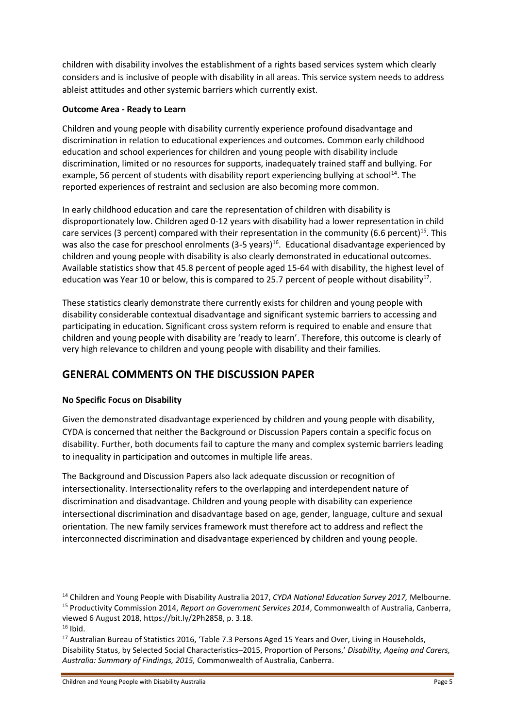children with disability involves the establishment of a rights based services system which clearly considers and is inclusive of people with disability in all areas. This service system needs to address ableist attitudes and other systemic barriers which currently exist.

**Outcome Area - Ready to Learn**

Children and young people with disability currently experience profound disadvantage and discrimination in relation to educational experiences and outcomes. Common early childhood education and school experiences for children and young people with disability include discrimination, limited or no resources for supports, inadequately trained staff and bullying. For example, 56 percent of students with disability report experiencing bullying at school[14]. The reported experiences of restraint and seclusion are also becoming more common.

In early childhood education and care the representation of children with disability is disproportionately low. Children aged 0-12 years with disability had a lower representation in child care services (3 percent) compared with their representation in the community (6.6 percent)[15]. This was also the case for preschool enrolments (3-5 years)[16]. Educational disadvantage experienced by children and young people with disability is also clearly demonstrated in educational outcomes. Available statistics show that 45.8 percent of people aged 15-64 with disability, the highest level of education was Year 10 or below, this is compared to 25.7 percent of people without disability[17].

These statistics clearly demonstrate there currently exists for children and young people with disability considerable contextual disadvantage and significant systemic barriers to accessing and participating in education. Significant cross system reform is required to enable and ensure that children and young people with disability are 'ready to learn'. Therefore, this outcome is clearly of very high relevance to children and young people with disability and their families.

## GENERAL COMMENTS ON THE DISCUSSION PAPER

**No Specific Focus on Disability**

Given the demonstrated disadvantage experienced by children and young people with disability, CYDA is concerned that neither the Background or Discussion Papers contain a specific focus on disability. Further, both documents fail to capture the many and complex systemic barriers leading to inequality in participation and outcomes in multiple life areas.

The Background and Discussion Papers also lack adequate discussion or recognition of intersectionality. Intersectionality refers to the overlapping and interdependent nature of discrimination and disadvantage. Children and young people with disability can experience intersectional discrimination and disadvantage based on age, gender, language, culture and sexual orientation. The new family services framework must therefore act to address and reflect the interconnected discrimination and disadvantage experienced by children and young people.

---

[14] Children and Young People with Disability Australia 2017, *CYDA National Education Survey 2017,* Melbourne.

[15] Productivity Commission 2014, *Report on Government Services 2014*, Commonwealth of Australia, Canberra, viewed 6 August 2018, https://bit.ly/2Ph2858, p. 3.18.

[16] Ibid.

[17] Australian Bureau of Statistics 2016, 'Table 7.3 Persons Aged 15 Years and Over, Living in Households, Disability Status, by Selected Social Characteristics–2015, Proportion of Persons,' *Disability, Ageing and Carers, Australia: Summary of Findings, 2015,* Commonwealth of Australia, Canberra.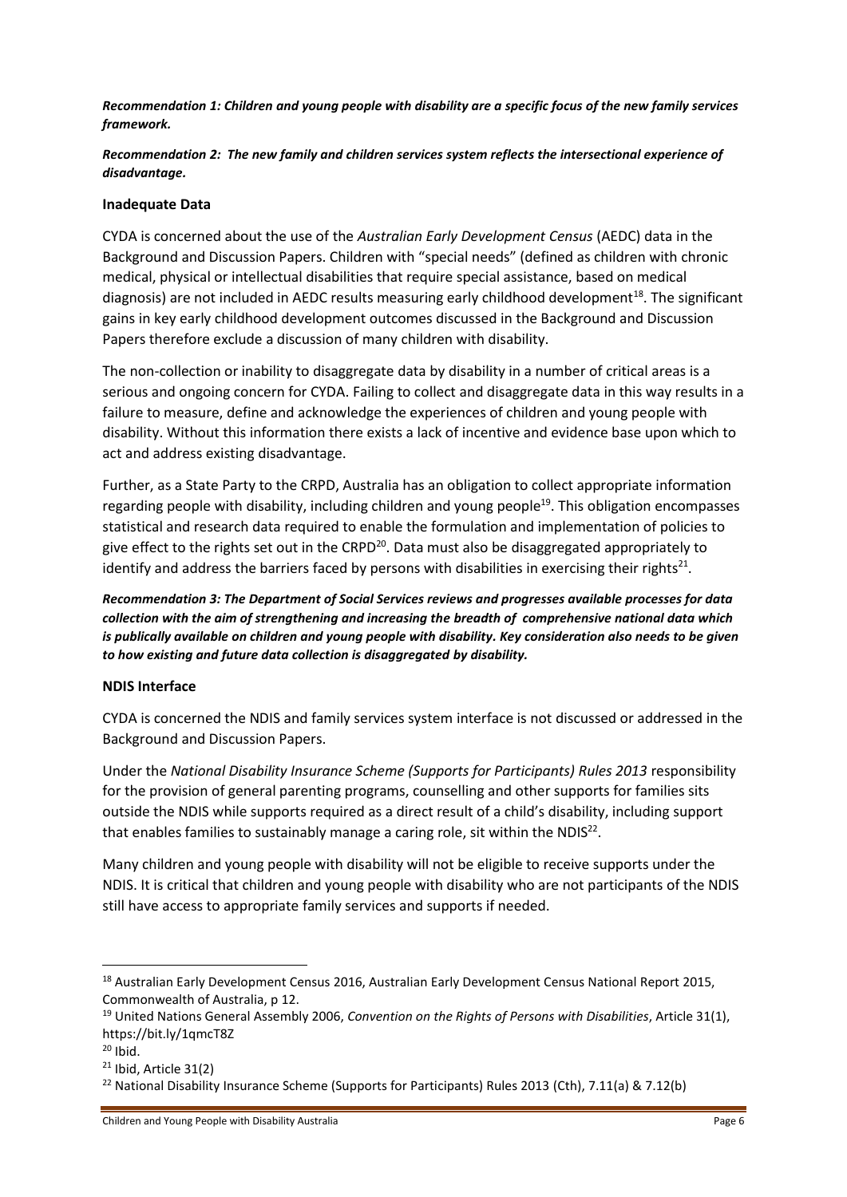***Recommendation 1: Children and young people with disability are a specific focus of the new family services framework.***

***Recommendation 2: The new family and children services system reflects the intersectional experience of disadvantage.***

**Inadequate Data**

CYDA is concerned about the use of the *Australian Early Development Census* (AEDC) data in the Background and Discussion Papers. Children with "special needs" (defined as children with chronic medical, physical or intellectual disabilities that require special assistance, based on medical diagnosis) are not included in AEDC results measuring early childhood development[18]. The significant gains in key early childhood development outcomes discussed in the Background and Discussion Papers therefore exclude a discussion of many children with disability.

The non-collection or inability to disaggregate data by disability in a number of critical areas is a serious and ongoing concern for CYDA. Failing to collect and disaggregate data in this way results in a failure to measure, define and acknowledge the experiences of children and young people with disability. Without this information there exists a lack of incentive and evidence base upon which to act and address existing disadvantage.

Further, as a State Party to the CRPD, Australia has an obligation to collect appropriate information regarding people with disability, including children and young people[19]. This obligation encompasses statistical and research data required to enable the formulation and implementation of policies to give effect to the rights set out in the CRPD[20]. Data must also be disaggregated appropriately to identify and address the barriers faced by persons with disabilities in exercising their rights[21].

***Recommendation 3: The Department of Social Services reviews and progresses available processes for data collection with the aim of strengthening and increasing the breadth of comprehensive national data which is publically available on children and young people with disability. Key consideration also needs to be given to how existing and future data collection is disaggregated by disability.***

**NDIS Interface**

CYDA is concerned the NDIS and family services system interface is not discussed or addressed in the Background and Discussion Papers.

Under the *National Disability Insurance Scheme (Supports for Participants) Rules 2013* responsibility for the provision of general parenting programs, counselling and other supports for families sits outside the NDIS while supports required as a direct result of a child's disability, including support that enables families to sustainably manage a caring role, sit within the NDIS[22].

Many children and young people with disability will not be eligible to receive supports under the NDIS. It is critical that children and young people with disability who are not participants of the NDIS still have access to appropriate family services and supports if needed.

---

[18] Australian Early Development Census 2016, Australian Early Development Census National Report 2015, Commonwealth of Australia, p 12.

[19] United Nations General Assembly 2006, *Convention on the Rights of Persons with Disabilities*, Article 31(1), https://bit.ly/1qmcT8Z

[20] Ibid.

[21] Ibid, Article 31(2)

[22] National Disability Insurance Scheme (Supports for Participants) Rules 2013 (Cth), 7.11(a) & 7.12(b)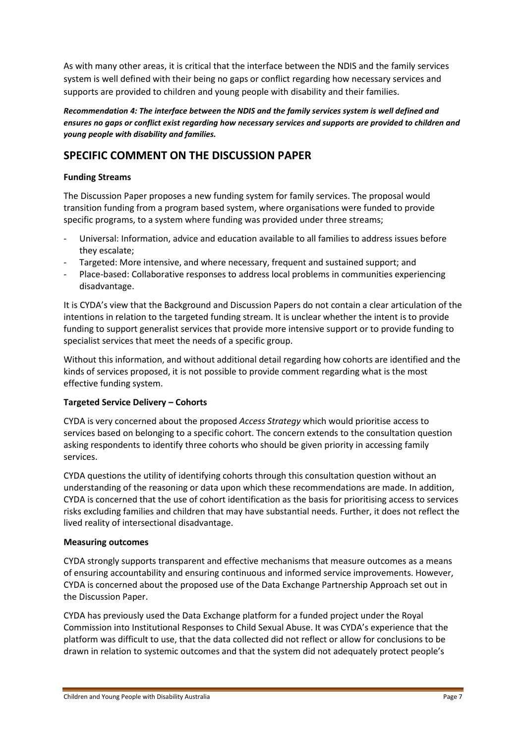As with many other areas, it is critical that the interface between the NDIS and the family services system is well defined with their being no gaps or conflict regarding how necessary services and supports are provided to children and young people with disability and their families.

***Recommendation 4: The interface between the NDIS and the family services system is well defined and ensures no gaps or conflict exist regarding how necessary services and supports are provided to children and young people with disability and families.***

## SPECIFIC COMMENT ON THE DISCUSSION PAPER

**Funding Streams**

The Discussion Paper proposes a new funding system for family services. The proposal would transition funding from a program based system, where organisations were funded to provide specific programs, to a system where funding was provided under three streams;

- Universal: Information, advice and education available to all families to address issues before they escalate;
- Targeted: More intensive, and where necessary, frequent and sustained support; and
- Place-based: Collaborative responses to address local problems in communities experiencing disadvantage.

It is CYDA's view that the Background and Discussion Papers do not contain a clear articulation of the intentions in relation to the targeted funding stream. It is unclear whether the intent is to provide funding to support generalist services that provide more intensive support or to provide funding to specialist services that meet the needs of a specific group.

Without this information, and without additional detail regarding how cohorts are identified and the kinds of services proposed, it is not possible to provide comment regarding what is the most effective funding system.

**Targeted Service Delivery – Cohorts**

CYDA is very concerned about the proposed *Access Strategy* which would prioritise access to services based on belonging to a specific cohort. The concern extends to the consultation question asking respondents to identify three cohorts who should be given priority in accessing family services.

CYDA questions the utility of identifying cohorts through this consultation question without an understanding of the reasoning or data upon which these recommendations are made. In addition, CYDA is concerned that the use of cohort identification as the basis for prioritising access to services risks excluding families and children that may have substantial needs. Further, it does not reflect the lived reality of intersectional disadvantage.

**Measuring outcomes**

CYDA strongly supports transparent and effective mechanisms that measure outcomes as a means of ensuring accountability and ensuring continuous and informed service improvements. However, CYDA is concerned about the proposed use of the Data Exchange Partnership Approach set out in the Discussion Paper.

CYDA has previously used the Data Exchange platform for a funded project under the Royal Commission into Institutional Responses to Child Sexual Abuse. It was CYDA's experience that the platform was difficult to use, that the data collected did not reflect or allow for conclusions to be drawn in relation to systemic outcomes and that the system did not adequately protect people's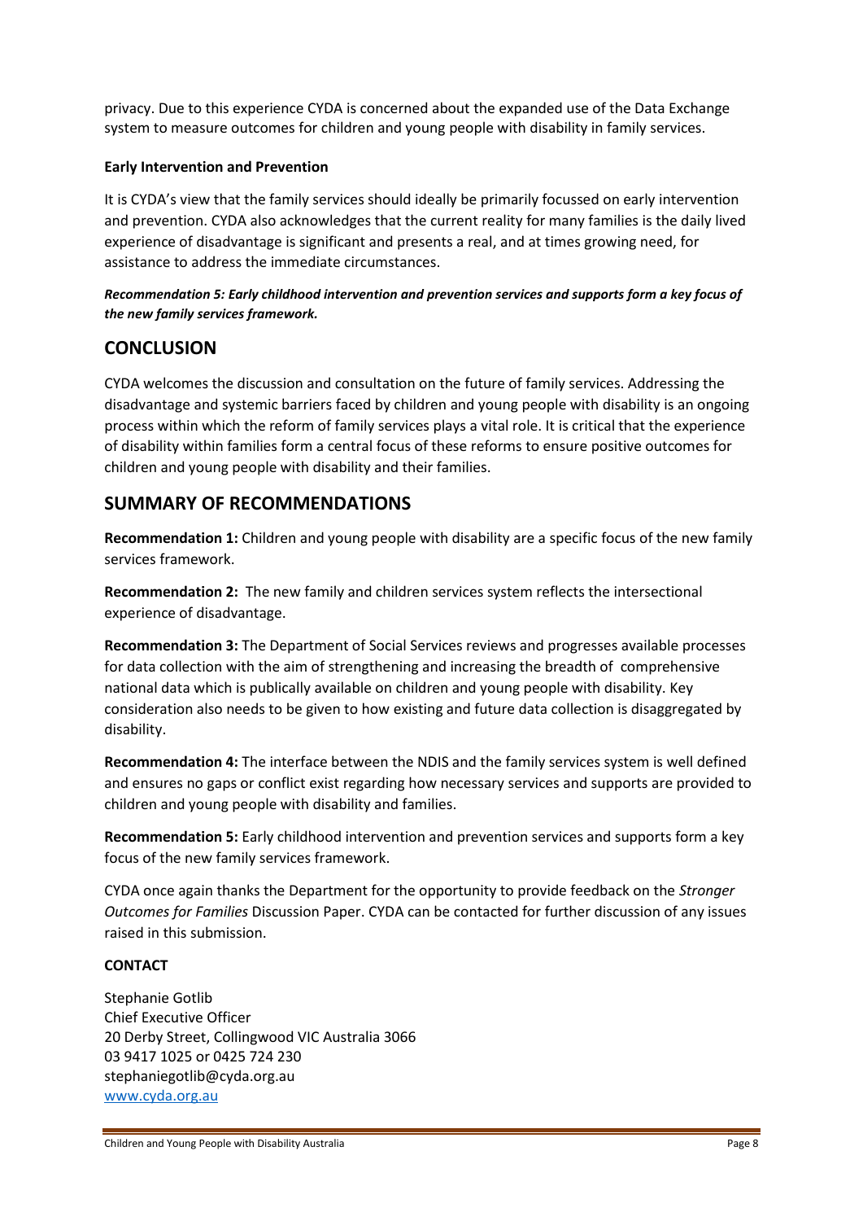privacy. Due to this experience CYDA is concerned about the expanded use of the Data Exchange system to measure outcomes for children and young people with disability in family services.

**Early Intervention and Prevention**

It is CYDA's view that the family services should ideally be primarily focussed on early intervention and prevention. CYDA also acknowledges that the current reality for many families is the daily lived experience of disadvantage is significant and presents a real, and at times growing need, for assistance to address the immediate circumstances.

***Recommendation 5: Early childhood intervention and prevention services and supports form a key focus of the new family services framework.***

## CONCLUSION

CYDA welcomes the discussion and consultation on the future of family services. Addressing the disadvantage and systemic barriers faced by children and young people with disability is an ongoing process within which the reform of family services plays a vital role. It is critical that the experience of disability within families form a central focus of these reforms to ensure positive outcomes for children and young people with disability and their families.

## SUMMARY OF RECOMMENDATIONS

**Recommendation 1:** Children and young people with disability are a specific focus of the new family services framework.

**Recommendation 2:** The new family and children services system reflects the intersectional experience of disadvantage.

**Recommendation 3:** The Department of Social Services reviews and progresses available processes for data collection with the aim of strengthening and increasing the breadth of comprehensive national data which is publically available on children and young people with disability. Key consideration also needs to be given to how existing and future data collection is disaggregated by disability.

**Recommendation 4:** The interface between the NDIS and the family services system is well defined and ensures no gaps or conflict exist regarding how necessary services and supports are provided to children and young people with disability and families.

**Recommendation 5:** Early childhood intervention and prevention services and supports form a key focus of the new family services framework.

CYDA once again thanks the Department for the opportunity to provide feedback on the *Stronger Outcomes for Families* Discussion Paper. CYDA can be contacted for further discussion of any issues raised in this submission.

**CONTACT**

Stephanie Gotlib
Chief Executive Officer
20 Derby Street, Collingwood VIC Australia 3066
03 9417 1025 or 0425 724 230
stephaniegotlib@cyda.org.au
www.cyda.org.au